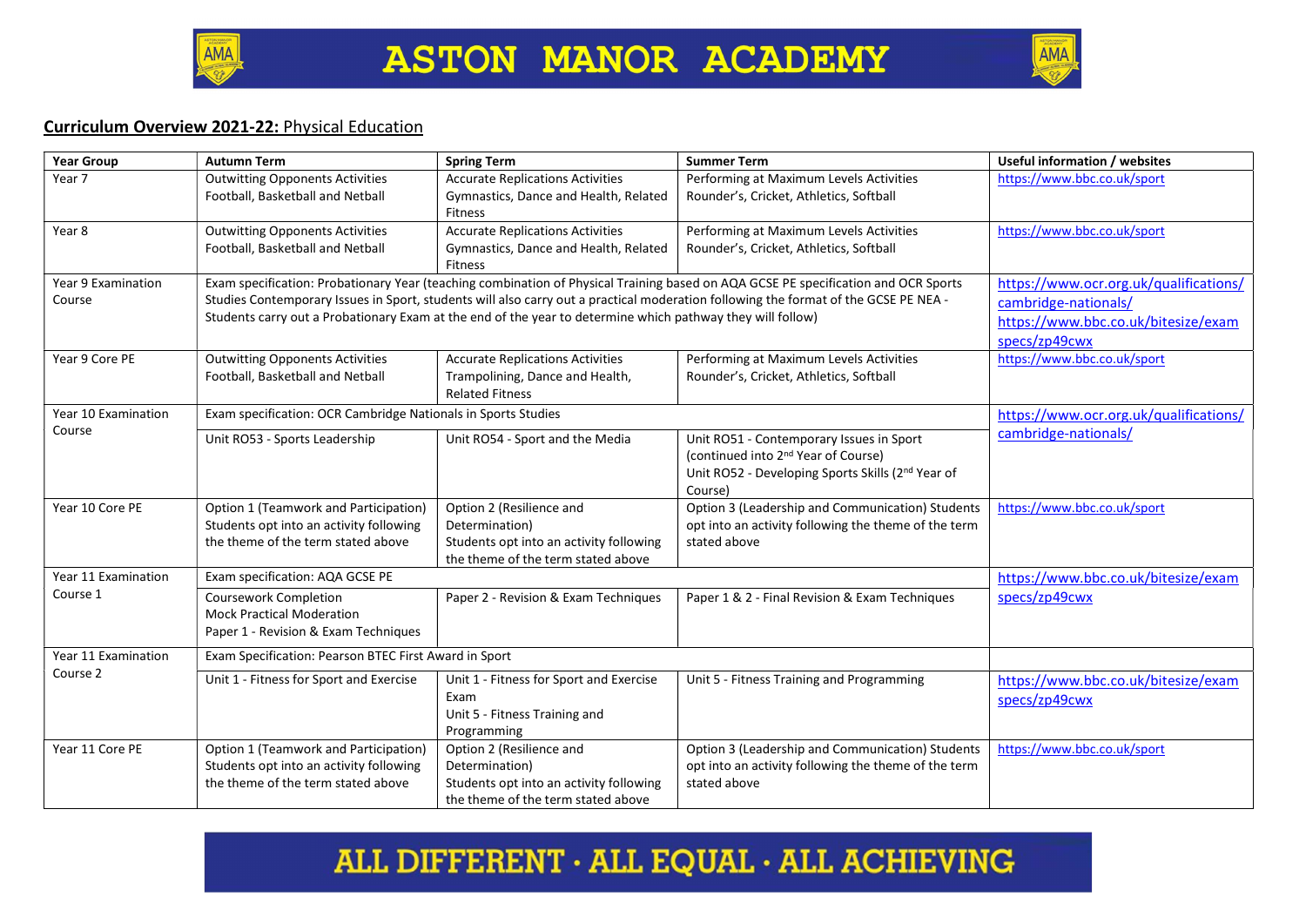# ASTON MANOR ACADEMY

**Curriculum Overview 2021-22:** Physical Education

| Year Group | Autumn Term | Spring Term | Summer Term | Useful information / websites |
| --- | --- | --- | --- | --- |
| Year 7 | Outwitting Opponents Activities Football, Basketball and Netball | Accurate Replications Activities Gymnastics, Dance and Health, Related Fitness | Performing at Maximum Levels Activities Rounder's, Cricket, Athletics, Softball | https://www.bbc.co.uk/sport |
| Year 8 | Outwitting Opponents Activities Football, Basketball and Netball | Accurate Replications Activities Gymnastics, Dance and Health, Related Fitness | Performing at Maximum Levels Activities Rounder's, Cricket, Athletics, Softball | https://www.bbc.co.uk/sport |
| Year 9 Examination Course | Exam specification: Probationary Year (teaching combination of Physical Training based on AQA GCSE PE specification and OCR Sports Studies Contemporary Issues in Sport, students will also carry out a practical moderation following the format of the GCSE PE NEA - Students carry out a Probationary Exam at the end of the year to determine which pathway they will follow) | | | https://www.ocr.org.uk/qualifications/cambridge-nationals/ https://www.bbc.co.uk/bitesize/examspecs/zp49cwx |
| Year 9 Core PE | Outwitting Opponents Activities Football, Basketball and Netball | Accurate Replications Activities Trampolining, Dance and Health, Related Fitness | Performing at Maximum Levels Activities Rounder's, Cricket, Athletics, Softball | https://www.bbc.co.uk/sport |
| Year 10 Examination Course | Exam specification: OCR Cambridge Nationals in Sports Studies | | | https://www.ocr.org.uk/qualifications/cambridge-nationals/ |
| | Unit RO53 - Sports Leadership | Unit RO54 - Sport and the Media | Unit RO51 - Contemporary Issues in Sport (continued into 2nd Year of Course) Unit RO52 - Developing Sports Skills (2nd Year of Course) | |
| Year 10 Core PE | Option 1 (Teamwork and Participation) Students opt into an activity following the theme of the term stated above | Option 2 (Resilience and Determination) Students opt into an activity following the theme of the term stated above | Option 3 (Leadership and Communication) Students opt into an activity following the theme of the term stated above | https://www.bbc.co.uk/sport |
| Year 11 Examination Course 1 | Exam specification: AQA GCSE PE | | | https://www.bbc.co.uk/bitesize/examspecs/zp49cwx |
| | Coursework Completion Mock Practical Moderation Paper 1 - Revision & Exam Techniques | Paper 2 - Revision & Exam Techniques | Paper 1 & 2 - Final Revision & Exam Techniques | |
| Year 11 Examination Course 2 | Exam Specification: Pearson BTEC First Award in Sport | | | |
| | Unit 1 - Fitness for Sport and Exercise | Unit 1 - Fitness for Sport and Exercise Exam Unit 5 - Fitness Training and Programming | Unit 5 - Fitness Training and Programming | https://www.bbc.co.uk/bitesize/examspecs/zp49cwx |
| Year 11 Core PE | Option 1 (Teamwork and Participation) Students opt into an activity following the theme of the term stated above | Option 2 (Resilience and Determination) Students opt into an activity following the theme of the term stated above | Option 3 (Leadership and Communication) Students opt into an activity following the theme of the term stated above | https://www.bbc.co.uk/sport |

ALL DIFFERENT · ALL EQUAL · ALL ACHIEVING